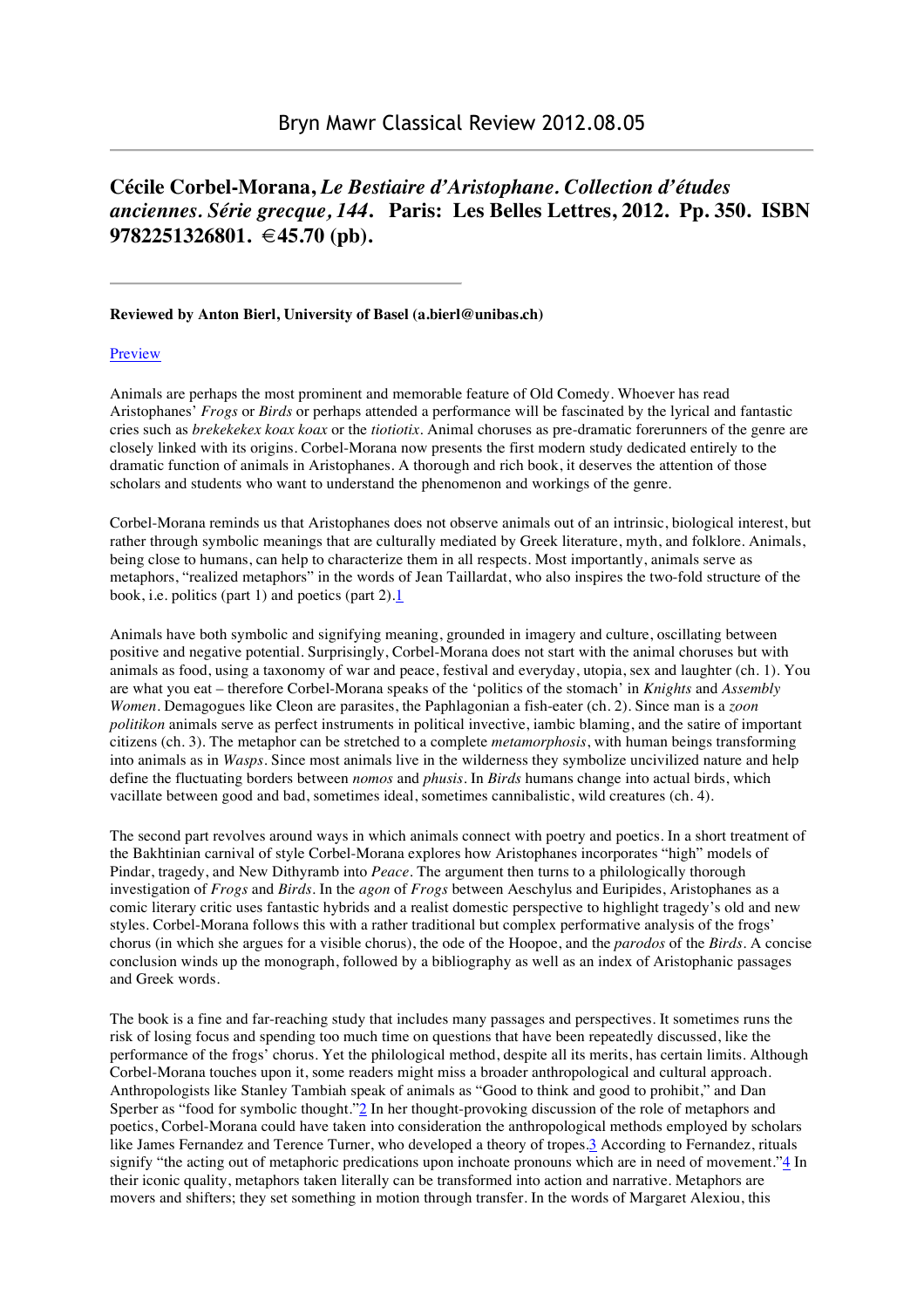# Bryn Mawr Classical Review 2012.08.05

## Cécile Corbel-Morana, *Le Bestiaire d'Aristophane. Collection d'études anciennes. Série grecque, 144*. Paris: Les Belles Lettres, 2012. Pp. 350. ISBN 9782251326801. €45.70 (pb).

---

**Reviewed by Anton Bierl, University of Basel (a.bierl@unibas.ch)**

[Preview]

Animals are perhaps the most prominent and memorable feature of Old Comedy. Whoever has read Aristophanes' *Frogs* or *Birds* or perhaps attended a performance will be fascinated by the lyrical and fantastic cries such as *brekekekex koax koax* or the *tiotiotix*. Animal choruses as pre-dramatic forerunners of the genre are closely linked with its origins. Corbel-Morana now presents the first modern study dedicated entirely to the dramatic function of animals in Aristophanes. A thorough and rich book, it deserves the attention of those scholars and students who want to understand the phenomenon and workings of the genre.

Corbel-Morana reminds us that Aristophanes does not observe animals out of an intrinsic, biological interest, but rather through symbolic meanings that are culturally mediated by Greek literature, myth, and folklore. Animals, being close to humans, can help to characterize them in all respects. Most importantly, animals serve as metaphors, "realized metaphors" in the words of Jean Taillardat, who also inspires the two-fold structure of the book, i.e. politics (part 1) and poetics (part 2).[1]

Animals have both symbolic and signifying meaning, grounded in imagery and culture, oscillating between positive and negative potential. Surprisingly, Corbel-Morana does not start with the animal choruses but with animals as food, using a taxonomy of war and peace, festival and everyday, utopia, sex and laughter (ch. 1). You are what you eat – therefore Corbel-Morana speaks of the 'politics of the stomach' in *Knights* and *Assembly Women*. Demagogues like Cleon are parasites, the Paphlagonian a fish-eater (ch. 2). Since man is a *zoon politikon* animals serve as perfect instruments in political invective, iambic blaming, and the satire of important citizens (ch. 3). The metaphor can be stretched to a complete *metamorphosis*, with human beings transforming into animals as in *Wasps*. Since most animals live in the wilderness they symbolize uncivilized nature and help define the fluctuating borders between *nomos* and *phusis*. In *Birds* humans change into actual birds, which vacillate between good and bad, sometimes ideal, sometimes cannibalistic, wild creatures (ch. 4).

The second part revolves around ways in which animals connect with poetry and poetics. In a short treatment of the Bakhtinian carnival of style Corbel-Morana explores how Aristophanes incorporates "high" models of Pindar, tragedy, and New Dithyramb into *Peace*. The argument then turns to a philologically thorough investigation of *Frogs* and *Birds*. In the *agon* of *Frogs* between Aeschylus and Euripides, Aristophanes as a comic literary critic uses fantastic hybrids and a realist domestic perspective to highlight tragedy's old and new styles. Corbel-Morana follows this with a rather traditional but complex performative analysis of the frogs' chorus (in which she argues for a visible chorus), the ode of the Hoopoe, and the *parodos* of the *Birds*. A concise conclusion winds up the monograph, followed by a bibliography as well as an index of Aristophanic passages and Greek words.

The book is a fine and far-reaching study that includes many passages and perspectives. It sometimes runs the risk of losing focus and spending too much time on questions that have been repeatedly discussed, like the performance of the frogs' chorus. Yet the philological method, despite all its merits, has certain limits. Although Corbel-Morana touches upon it, some readers might miss a broader anthropological and cultural approach. Anthropologists like Stanley Tambiah speak of animals as "Good to think and good to prohibit," and Dan Sperber as "food for symbolic thought."[2] In her thought-provoking discussion of the role of metaphors and poetics, Corbel-Morana could have taken into consideration the anthropological methods employed by scholars like James Fernandez and Terence Turner, who developed a theory of tropes.[3] According to Fernandez, rituals signify "the acting out of metaphoric predications upon inchoate pronouns which are in need of movement."[4] In their iconic quality, metaphors taken literally can be transformed into action and narrative. Metaphors are movers and shifters; they set something in motion through transfer. In the words of Margaret Alexiou, this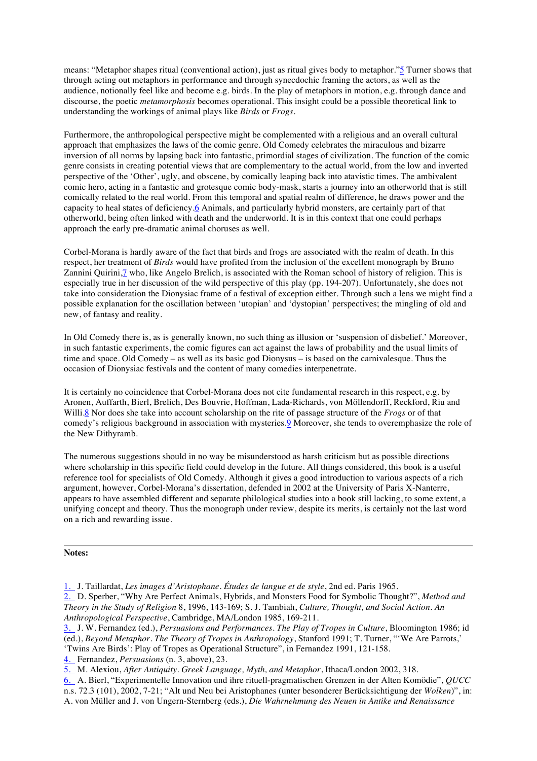means: "Metaphor shapes ritual (conventional action), just as ritual gives body to metaphor."[5] Turner shows that through acting out metaphors in performance and through synecdochic framing the actors, as well as the audience, notionally feel like and become e.g. birds. In the play of metaphors in motion, e.g. through dance and discourse, the poetic *metamorphosis* becomes operational. This insight could be a possible theoretical link to understanding the workings of animal plays like *Birds* or *Frogs*.

Furthermore, the anthropological perspective might be complemented with a religious and an overall cultural approach that emphasizes the laws of the comic genre. Old Comedy celebrates the miraculous and bizarre inversion of all norms by lapsing back into fantastic, primordial stages of civilization. The function of the comic genre consists in creating potential views that are complementary to the actual world, from the low and inverted perspective of the 'Other', ugly, and obscene, by comically leaping back into atavistic times. The ambivalent comic hero, acting in a fantastic and grotesque comic body-mask, starts a journey into an otherworld that is still comically related to the real world. From this temporal and spatial realm of difference, he draws power and the capacity to heal states of deficiency.[6] Animals, and particularly hybrid monsters, are certainly part of that otherworld, being often linked with death and the underworld. It is in this context that one could perhaps approach the early pre-dramatic animal choruses as well.

Corbel-Morana is hardly aware of the fact that birds and frogs are associated with the realm of death. In this respect, her treatment of *Birds* would have profited from the inclusion of the excellent monograph by Bruno Zannini Quirini,[7] who, like Angelo Brelich, is associated with the Roman school of history of religion. This is especially true in her discussion of the wild perspective of this play (pp. 194-207). Unfortunately, she does not take into consideration the Dionysiac frame of a festival of exception either. Through such a lens we might find a possible explanation for the oscillation between 'utopian' and 'dystopian' perspectives; the mingling of old and new, of fantasy and reality.

In Old Comedy there is, as is generally known, no such thing as illusion or 'suspension of disbelief.' Moreover, in such fantastic experiments, the comic figures can act against the laws of probability and the usual limits of time and space. Old Comedy – as well as its basic god Dionysus – is based on the carnivalesque. Thus the occasion of Dionysiac festivals and the content of many comedies interpenetrate.

It is certainly no coincidence that Corbel-Morana does not cite fundamental research in this respect, e.g. by Aronen, Auffarth, Bierl, Brelich, Des Bouvrie, Hoffman, Lada-Richards, von Möllendorff, Reckford, Riu and Willi.[8] Nor does she take into account scholarship on the rite of passage structure of the *Frogs* or of that comedy's religious background in association with mysteries.[9] Moreover, she tends to overemphasize the role of the New Dithyramb.

The numerous suggestions should in no way be misunderstood as harsh criticism but as possible directions where scholarship in this specific field could develop in the future. All things considered, this book is a useful reference tool for specialists of Old Comedy. Although it gives a good introduction to various aspects of a rich argument, however, Corbel-Morana's dissertation, defended in 2002 at the University of Paris X-Nanterre, appears to have assembled different and separate philological studies into a book still lacking, to some extent, a unifying concept and theory. Thus the monograph under review, despite its merits, is certainly not the last word on a rich and rewarding issue.

---

**Notes:**

1. J. Taillardat, *Les images d'Aristophane. Études de langue et de style*, 2nd ed. Paris 1965.
2. D. Sperber, "Why Are Perfect Animals, Hybrids, and Monsters Food for Symbolic Thought?", *Method and Theory in the Study of Religion* 8, 1996, 143-169; S. J. Tambiah, *Culture, Thought, and Social Action. An Anthropological Perspective*, Cambridge, MA/London 1985, 169-211.
3. J. W. Fernandez (ed.), *Persuasions and Performances. The Play of Tropes in Culture*, Bloomington 1986; id (ed.), *Beyond Metaphor. The Theory of Tropes in Anthropology*, Stanford 1991; T. Turner, "'We Are Parrots,' 'Twins Are Birds': Play of Tropes as Operational Structure", in Fernandez 1991, 121-158.
4. Fernandez, *Persuasions* (n. 3, above), 23.
5. M. Alexiou, *After Antiquity. Greek Language, Myth, and Metaphor*, Ithaca/London 2002, 318.
6. A. Bierl, "Experimentelle Innovation und ihre rituell-pragmatischen Grenzen in der Alten Komödie", *QUCC* n.s. 72.3 (101), 2002, 7-21; "Alt und Neu bei Aristophanes (unter besonderer Berücksichtigung der *Wolken*)", in: A. von Müller and J. von Ungern-Sternberg (eds.), *Die Wahrnehmung des Neuen in Antike und Renaissance*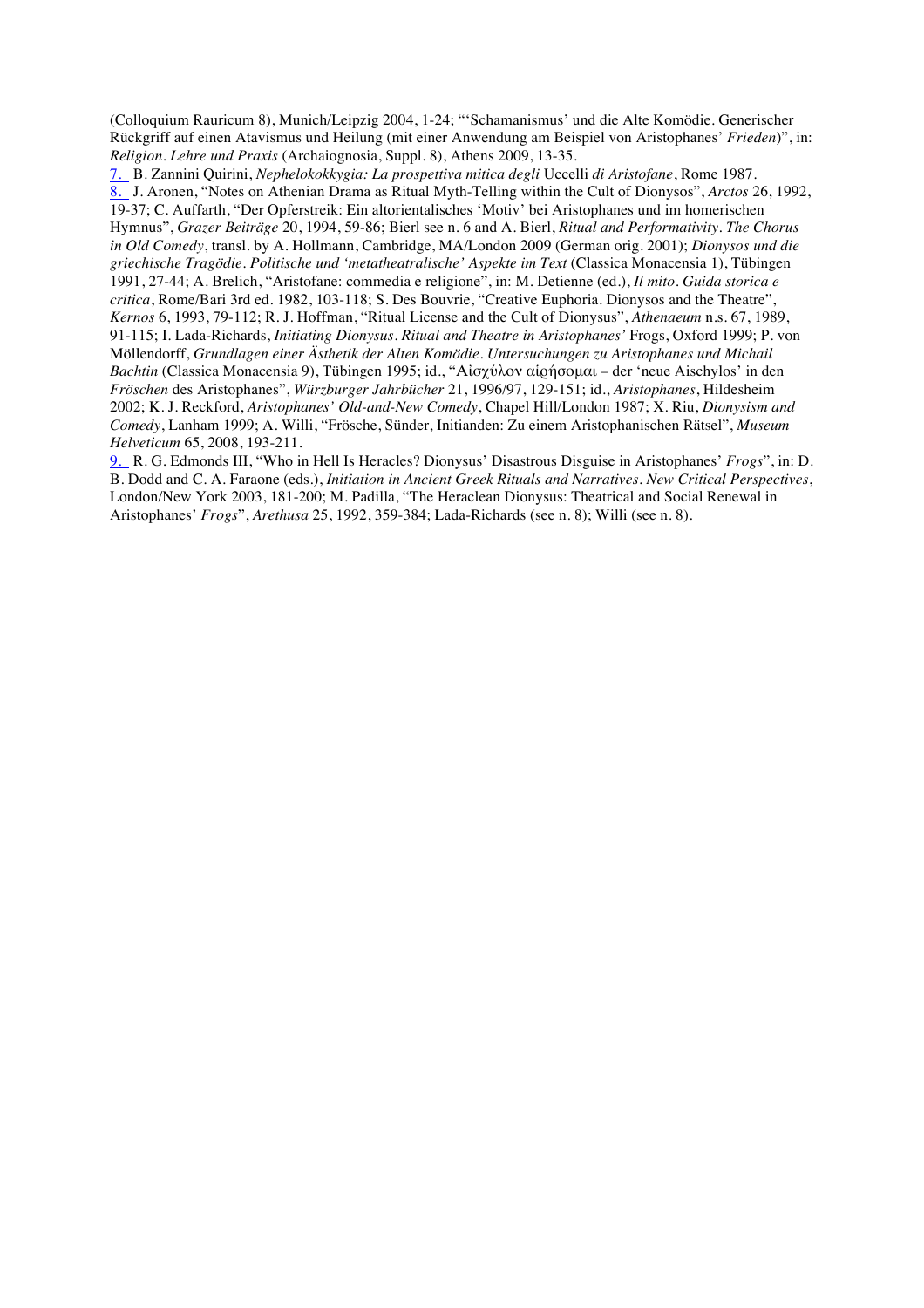(Colloquium Rauricum 8), Munich/Leipzig 2004, 1-24; "'Schamanismus' und die Alte Komödie. Generischer Rückgriff auf einen Atavismus und Heilung (mit einer Anwendung am Beispiel von Aristophanes' *Frieden*)", in: *Religion. Lehre und Praxis* (Archaiognosia, Suppl. 8), Athens 2009, 13-35.

7. B. Zannini Quirini, *Nephelokokkygia: La prospettiva mitica degli* Uccelli *di Aristofane*, Rome 1987.

8. J. Aronen, "Notes on Athenian Drama as Ritual Myth-Telling within the Cult of Dionysos", *Arctos* 26, 1992, 19-37; C. Auffarth, "Der Opferstreik: Ein altorientalisches 'Motiv' bei Aristophanes und im homerischen Hymnus", *Grazer Beiträge* 20, 1994, 59-86; Bierl see n. 6 and A. Bierl, *Ritual and Performativity. The Chorus in Old Comedy*, transl. by A. Hollmann, Cambridge, MA/London 2009 (German orig. 2001); *Dionysos und die griechische Tragödie. Politische und 'metatheatralische' Aspekte im Text* (Classica Monacensia 1), Tübingen 1991, 27-44; A. Brelich, "Aristofane: commedia e religione", in: M. Detienne (ed.), *Il mito. Guida storica e critica*, Rome/Bari 3rd ed. 1982, 103-118; S. Des Bouvrie, "Creative Euphoria. Dionysos and the Theatre", *Kernos* 6, 1993, 79-112; R. J. Hoffman, "Ritual License and the Cult of Dionysus", *Athenaeum* n.s. 67, 1989, 91-115; I. Lada-Richards, *Initiating Dionysus. Ritual and Theatre in Aristophanes'* Frogs, Oxford 1999; P. von Möllendorff, *Grundlagen einer Ästhetik der Alten Komödie. Untersuchungen zu Aristophanes und Michail Bachtin* (Classica Monacensia 9), Tübingen 1995; id., "Αἰσχύλον αἱρήσομαι – der 'neue Aischylos' in den *Fröschen* des Aristophanes", *Würzburger Jahrbücher* 21, 1996/97, 129-151; id., *Aristophanes*, Hildesheim 2002; K. J. Reckford, *Aristophanes' Old-and-New Comedy*, Chapel Hill/London 1987; X. Riu, *Dionysism and Comedy*, Lanham 1999; A. Willi, "Frösche, Sünder, Initianden: Zu einem Aristophanischen Rätsel", *Museum Helveticum* 65, 2008, 193-211.

9. R. G. Edmonds III, "Who in Hell Is Heracles? Dionysus' Disastrous Disguise in Aristophanes' *Frogs*", in: D. B. Dodd and C. A. Faraone (eds.), *Initiation in Ancient Greek Rituals and Narratives. New Critical Perspectives*, London/New York 2003, 181-200; M. Padilla, "The Heraclean Dionysus: Theatrical and Social Renewal in Aristophanes' *Frogs*", *Arethusa* 25, 1992, 359-384; Lada-Richards (see n. 8); Willi (see n. 8).